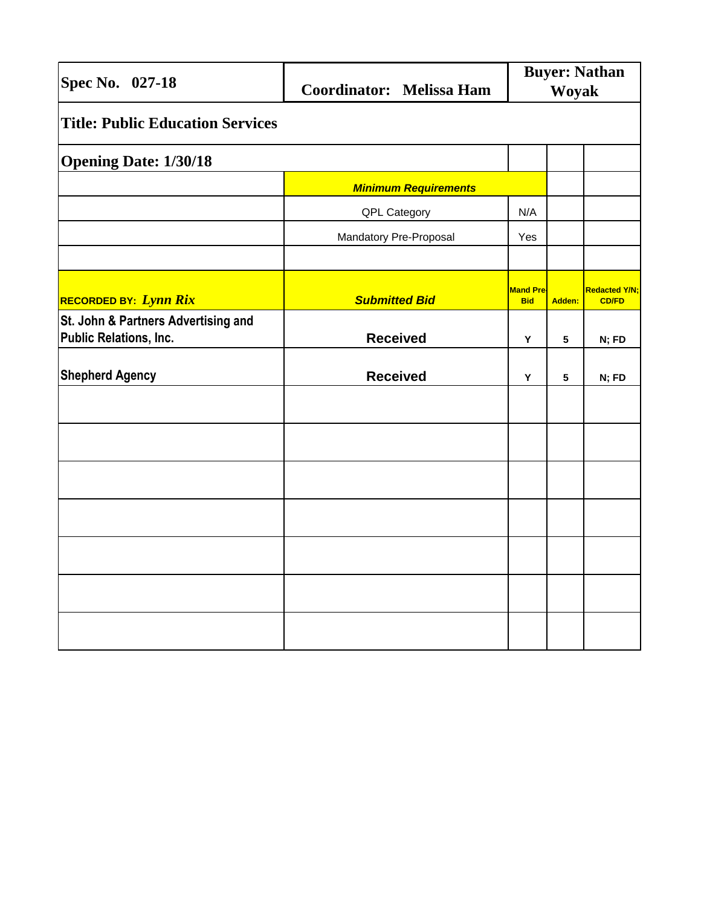| Spec No. 027-18 | Coordinator: Melissa Ham | Buyer: Nathan Woyak | | |
|---|---|---|---|---|
| **Title: Public Education Services** | | | | |
| **Opening Date: 1/30/18** | | | | |
| | ***Minimum Requirements*** | | | |
| | QPL Category | N/A | | |
| | Mandatory Pre-Proposal | Yes | | |
| | | | | |
| **RECORDED BY:** ***Lynn Rix*** | ***Submitted Bid*** | **Mand Pre-Bid** | **Adden:** | **Redacted Y/N; CD/FD** |
| **St. John & Partners Advertising and Public Relations, Inc.** | **Received** | **Y** | **5** | **N; FD** |
| **Shepherd Agency** | **Received** | **Y** | **5** | **N; FD** |
| | | | | |
| | | | | |
| | | | | |
| | | | | |
| | | | | |
| | | | | |
| | | | | |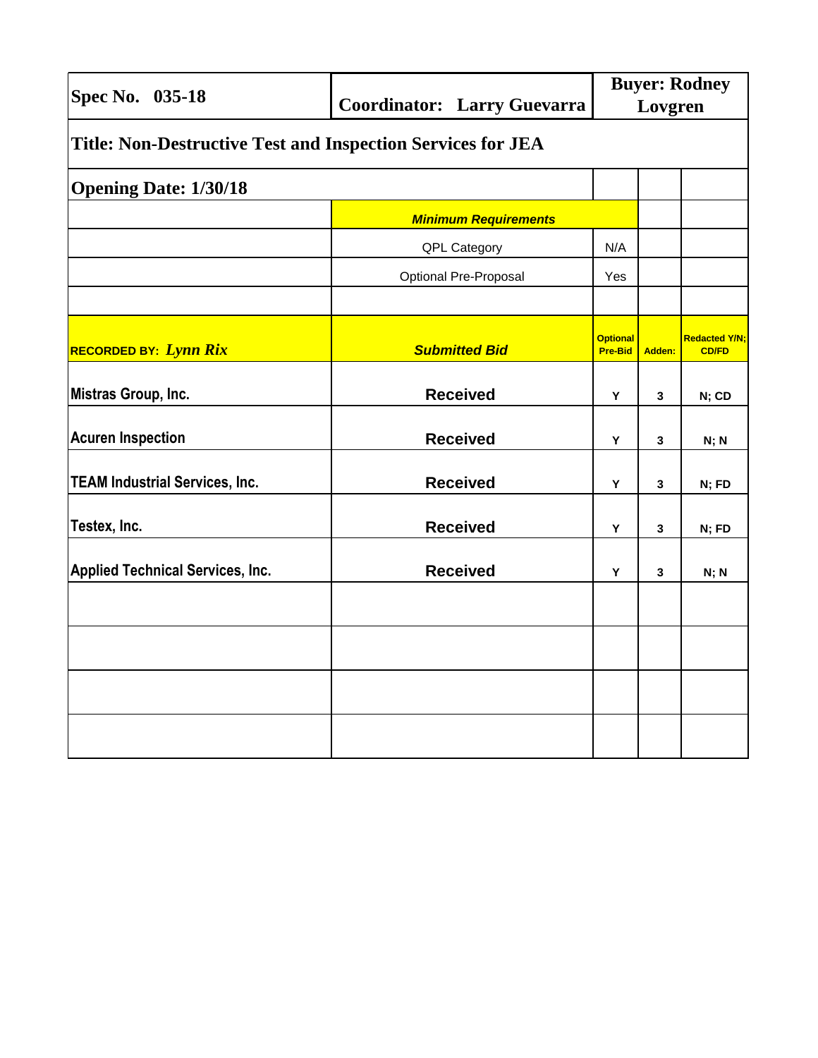| **Spec No. 035-18** | **Coordinator: Larry Guevarra** | **Buyer: Rodney Lovgren** | | |
|---|---|---|---|---|
| **Title: Non-Destructive Test and Inspection Services for JEA** | | | | |
| **Opening Date: 1/30/18** | | | | |
| | ***Minimum Requirements*** | | | |
| | QPL Category | N/A | | |
| | Optional Pre-Proposal | Yes | | |
| | | | | |
| **RECORDED BY:** ***Lynn Rix*** | ***Submitted Bid*** | **Optional Pre-Bid** | **Adden:** | **Redacted Y/N; CD/FD** |
| **Mistras Group, Inc.** | **Received** | **Y** | **3** | **N; CD** |
| **Acuren Inspection** | **Received** | **Y** | **3** | **N; N** |
| **TEAM Industrial Services, Inc.** | **Received** | **Y** | **3** | **N; FD** |
| **Testex, Inc.** | **Received** | **Y** | **3** | **N; FD** |
| **Applied Technical Services, Inc.** | **Received** | **Y** | **3** | **N; N** |
| | | | | |
| | | | | |
| | | | | |
| | | | | |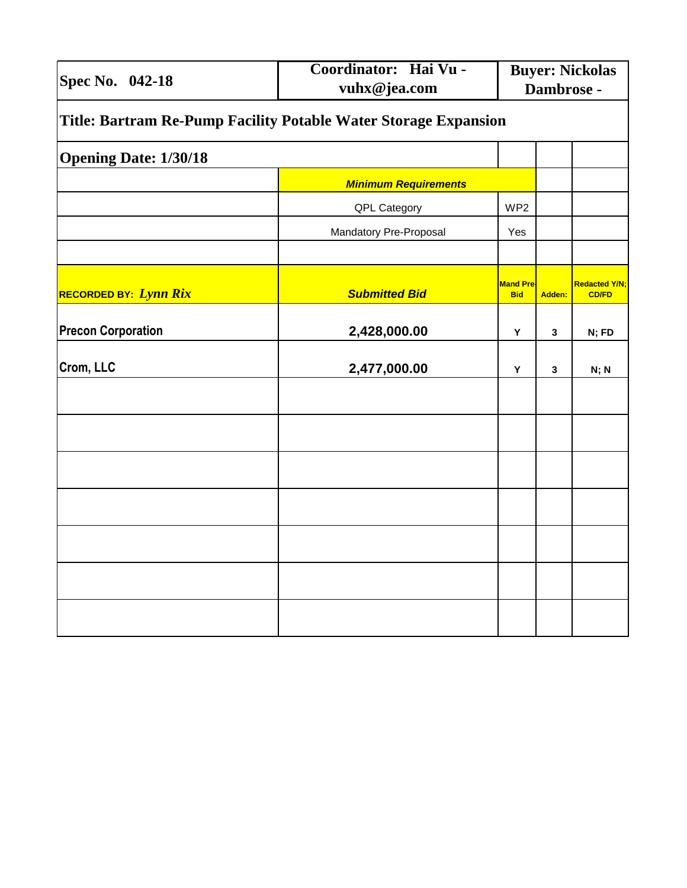| Spec No. 042-18 | Coordinator: Hai Vu - vuhx@jea.com | Buyer: Nickolas Dambrose - | | |
|---|---|---|---|---|
| **Title: Bartram Re-Pump Facility Potable Water Storage Expansion** | | | | |
| **Opening Date: 1/30/18** | | | | |
| | ***Minimum Requirements*** | | | |
| | QPL Category | WP2 | | |
| | Mandatory Pre-Proposal | Yes | | |
| | | | | |
| **RECORDED BY:** ***Lynn Rix*** | ***Submitted Bid*** | **Mand Pre-Bid** | **Adden:** | **Redacted Y/N; CD/FD** |
| **Precon Corporation** | **2,428,000.00** | **Y** | **3** | **N; FD** |
| **Crom, LLC** | **2,477,000.00** | **Y** | **3** | **N; N** |
| | | | | |
| | | | | |
| | | | | |
| | | | | |
| | | | | |
| | | | | |
| | | | | |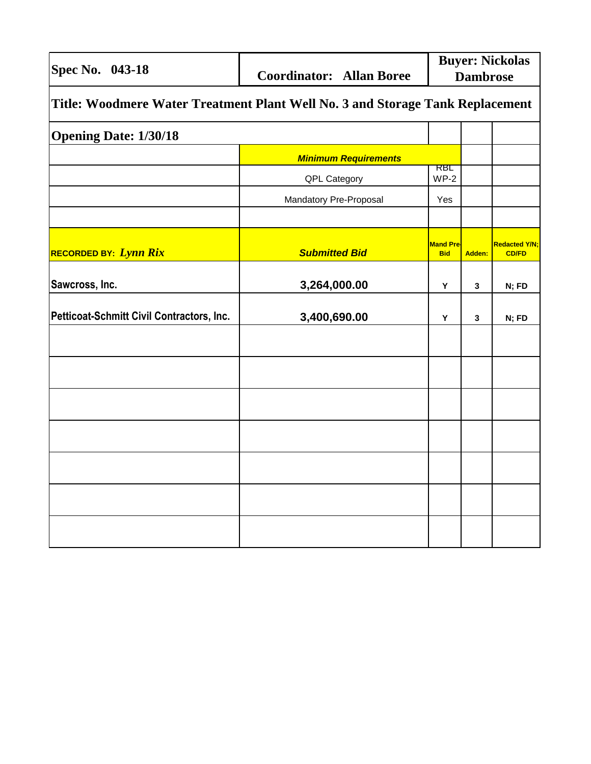| Spec No. 043-18 | Coordinator: Allan Boree | Buyer: Nickolas Dambrose | | |
|---|---|---|---|---|
| **Title: Woodmere Water Treatment Plant Well No. 3 and Storage Tank Replacement** | | | | |
| **Opening Date: 1/30/18** | | | | |
| | ***Minimum Requirements*** | | | |
| | QPL Category | RBL WP-2 | | |
| | Mandatory Pre-Proposal | Yes | | |
| | | | | |
| **RECORDED BY:** ***Lynn Rix*** | ***Submitted Bid*** | **Mand Pre-Bid** | **Adden:** | **Redacted Y/N; CD/FD** |
| **Sawcross, Inc.** | **3,264,000.00** | **Y** | **3** | **N; FD** |
| **Petticoat-Schmitt Civil Contractors, Inc.** | **3,400,690.00** | **Y** | **3** | **N; FD** |
| | | | | |
| | | | | |
| | | | | |
| | | | | |
| | | | | |
| | | | | |
| | | | | |